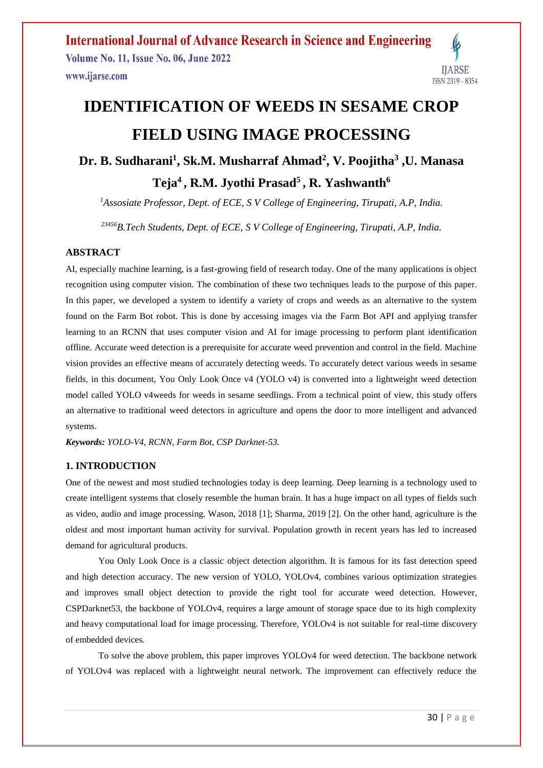# IDENTIFICATION OF WEEDS IN SESAME CROP FIELD USING IMAGE PROCESSING

**Dr. B. Sudharani[1], Sk.M. Musharraf Ahmad[2], V. Poojitha[3] ,U. Manasa Teja[4] , R.M. Jyothi Prasad[5] , R. Yashwanth[6]**

*[1]Assosiate Professor, Dept. of ECE, S V College of Engineering, Tirupati, A.P, India.*

*[23456]B.Tech Students, Dept. of ECE, S V College of Engineering, Tirupati, A.P, India.*

## ABSTRACT

AI, especially machine learning, is a fast-growing field of research today. One of the many applications is object recognition using computer vision. The combination of these two techniques leads to the purpose of this paper. In this paper, we developed a system to identify a variety of crops and weeds as an alternative to the system found on the Farm Bot robot. This is done by accessing images via the Farm Bot API and applying transfer learning to an RCNN that uses computer vision and AI for image processing to perform plant identification offline. Accurate weed detection is a prerequisite for accurate weed prevention and control in the field. Machine vision provides an effective means of accurately detecting weeds. To accurately detect various weeds in sesame fields, in this document, You Only Look Once v4 (YOLO v4) is converted into a lightweight weed detection model called YOLO v4weeds for weeds in sesame seedlings. From a technical point of view, this study offers an alternative to traditional weed detectors in agriculture and opens the door to more intelligent and advanced systems.

***Keywords:*** *YOLO-V4, RCNN, Farm Bot, CSP Darknet-53.*

## 1. INTRODUCTION

One of the newest and most studied technologies today is deep learning. Deep learning is a technology used to create intelligent systems that closely resemble the human brain. It has a huge impact on all types of fields such as video, audio and image processing. Wason, 2018 [1]; Sharma, 2019 [2]. On the other hand, agriculture is the oldest and most important human activity for survival. Population growth in recent years has led to increased demand for agricultural products.

You Only Look Once is a classic object detection algorithm. It is famous for its fast detection speed and high detection accuracy. The new version of YOLO, YOLOv4, combines various optimization strategies and improves small object detection to provide the right tool for accurate weed detection. However, CSPDarknet53, the backbone of YOLOv4, requires a large amount of storage space due to its high complexity and heavy computational load for image processing. Therefore, YOLOv4 is not suitable for real-time discovery of embedded devices.

To solve the above problem, this paper improves YOLOv4 for weed detection. The backbone network of YOLOv4 was replaced with a lightweight neural network. The improvement can effectively reduce the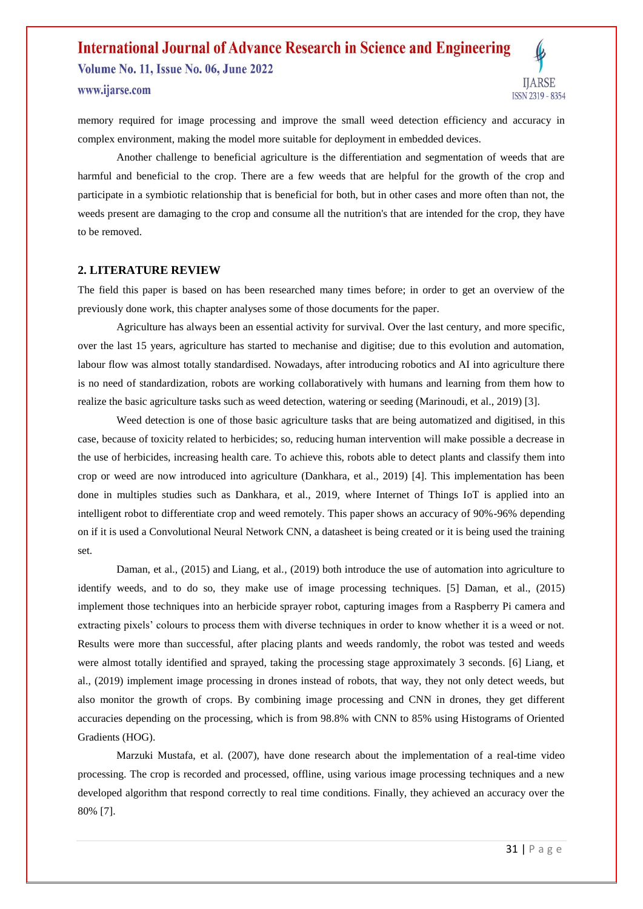memory required for image processing and improve the small weed detection efficiency and accuracy in complex environment, making the model more suitable for deployment in embedded devices.

Another challenge to beneficial agriculture is the differentiation and segmentation of weeds that are harmful and beneficial to the crop. There are a few weeds that are helpful for the growth of the crop and participate in a symbiotic relationship that is beneficial for both, but in other cases and more often than not, the weeds present are damaging to the crop and consume all the nutrition's that are intended for the crop, they have to be removed.

## 2. LITERATURE REVIEW

The field this paper is based on has been researched many times before; in order to get an overview of the previously done work, this chapter analyses some of those documents for the paper.

Agriculture has always been an essential activity for survival. Over the last century, and more specific, over the last 15 years, agriculture has started to mechanise and digitise; due to this evolution and automation, labour flow was almost totally standardised. Nowadays, after introducing robotics and AI into agriculture there is no need of standardization, robots are working collaboratively with humans and learning from them how to realize the basic agriculture tasks such as weed detection, watering or seeding (Marinoudi, et al., 2019) [3].

Weed detection is one of those basic agriculture tasks that are being automatized and digitised, in this case, because of toxicity related to herbicides; so, reducing human intervention will make possible a decrease in the use of herbicides, increasing health care. To achieve this, robots able to detect plants and classify them into crop or weed are now introduced into agriculture (Dankhara, et al., 2019) [4]. This implementation has been done in multiples studies such as Dankhara, et al., 2019, where Internet of Things IoT is applied into an intelligent robot to differentiate crop and weed remotely. This paper shows an accuracy of 90%-96% depending on if it is used a Convolutional Neural Network CNN, a datasheet is being created or it is being used the training set.

Daman, et al., (2015) and Liang, et al., (2019) both introduce the use of automation into agriculture to identify weeds, and to do so, they make use of image processing techniques. [5] Daman, et al., (2015) implement those techniques into an herbicide sprayer robot, capturing images from a Raspberry Pi camera and extracting pixels' colours to process them with diverse techniques in order to know whether it is a weed or not. Results were more than successful, after placing plants and weeds randomly, the robot was tested and weeds were almost totally identified and sprayed, taking the processing stage approximately 3 seconds. [6] Liang, et al., (2019) implement image processing in drones instead of robots, that way, they not only detect weeds, but also monitor the growth of crops. By combining image processing and CNN in drones, they get different accuracies depending on the processing, which is from 98.8% with CNN to 85% using Histograms of Oriented Gradients (HOG).

Marzuki Mustafa, et al. (2007), have done research about the implementation of a real-time video processing. The crop is recorded and processed, offline, using various image processing techniques and a new developed algorithm that respond correctly to real time conditions. Finally, they achieved an accuracy over the 80% [7].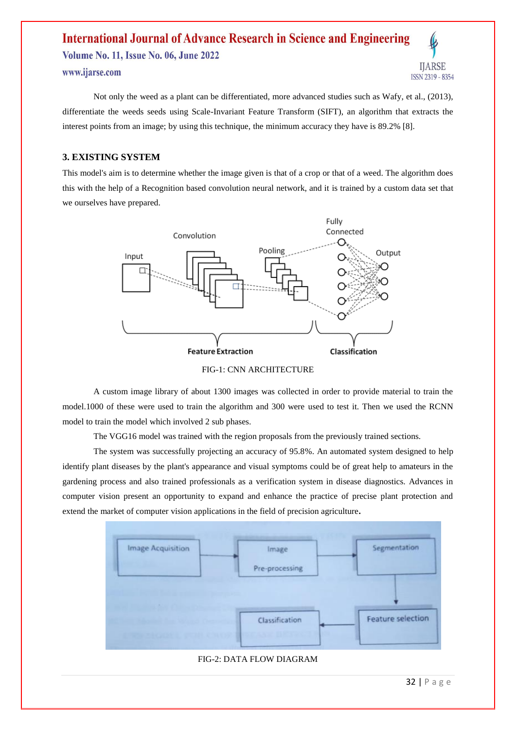Not only the weed as a plant can be differentiated, more advanced studies such as Wafy, et al., (2013), differentiate the weeds seeds using Scale-Invariant Feature Transform (SIFT), an algorithm that extracts the interest points from an image; by using this technique, the minimum accuracy they have is 89.2% [8].

## 3. EXISTING SYSTEM

This model's aim is to determine whether the image given is that of a crop or that of a weed. The algorithm does this with the help of a Recognition based convolution neural network, and it is trained by a custom data set that we ourselves have prepared.

FIG-1: CNN ARCHITECTURE

A custom image library of about 1300 images was collected in order to provide material to train the model.1000 of these were used to train the algorithm and 300 were used to test it. Then we used the RCNN model to train the model which involved 2 sub phases.

The VGG16 model was trained with the region proposals from the previously trained sections.

The system was successfully projecting an accuracy of 95.8%. An automated system designed to help identify plant diseases by the plant's appearance and visual symptoms could be of great help to amateurs in the gardening process and also trained professionals as a verification system in disease diagnostics. Advances in computer vision present an opportunity to expand and enhance the practice of precise plant protection and extend the market of computer vision applications in the field of precision agriculture.

FIG-2: DATA FLOW DIAGRAM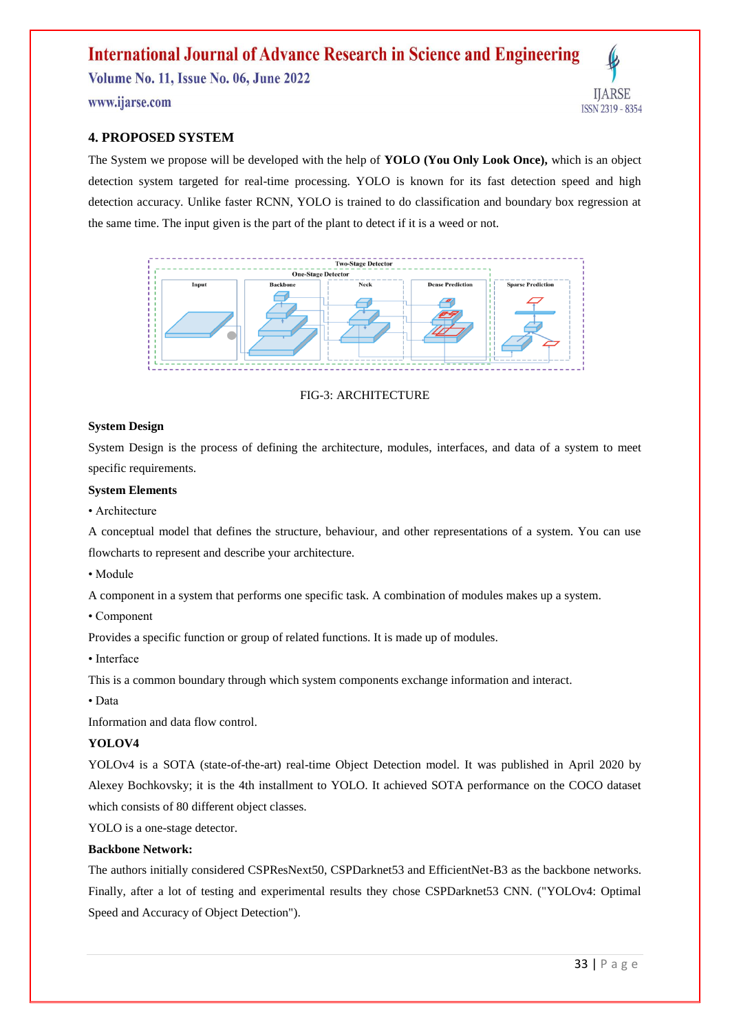## 4. PROPOSED SYSTEM

The System we propose will be developed with the help of **YOLO (You Only Look Once),** which is an object detection system targeted for real-time processing. YOLO is known for its fast detection speed and high detection accuracy. Unlike faster RCNN, YOLO is trained to do classification and boundary box regression at the same time. The input given is the part of the plant to detect if it is a weed or not.

FIG-3: ARCHITECTURE

**System Design**

System Design is the process of defining the architecture, modules, interfaces, and data of a system to meet specific requirements.

**System Elements**

• Architecture

A conceptual model that defines the structure, behaviour, and other representations of a system. You can use flowcharts to represent and describe your architecture.

• Module

A component in a system that performs one specific task. A combination of modules makes up a system.

• Component

Provides a specific function or group of related functions. It is made up of modules.

• Interface

This is a common boundary through which system components exchange information and interact.

• Data

Information and data flow control.

**YOLOV4**

YOLOv4 is a SOTA (state-of-the-art) real-time Object Detection model. It was published in April 2020 by Alexey Bochkovsky; it is the 4th installment to YOLO. It achieved SOTA performance on the COCO dataset which consists of 80 different object classes.

YOLO is a one-stage detector.

**Backbone Network:**

The authors initially considered CSPResNext50, CSPDarknet53 and EfficientNet-B3 as the backbone networks. Finally, after a lot of testing and experimental results they chose CSPDarknet53 CNN. ("YOLOv4: Optimal Speed and Accuracy of Object Detection").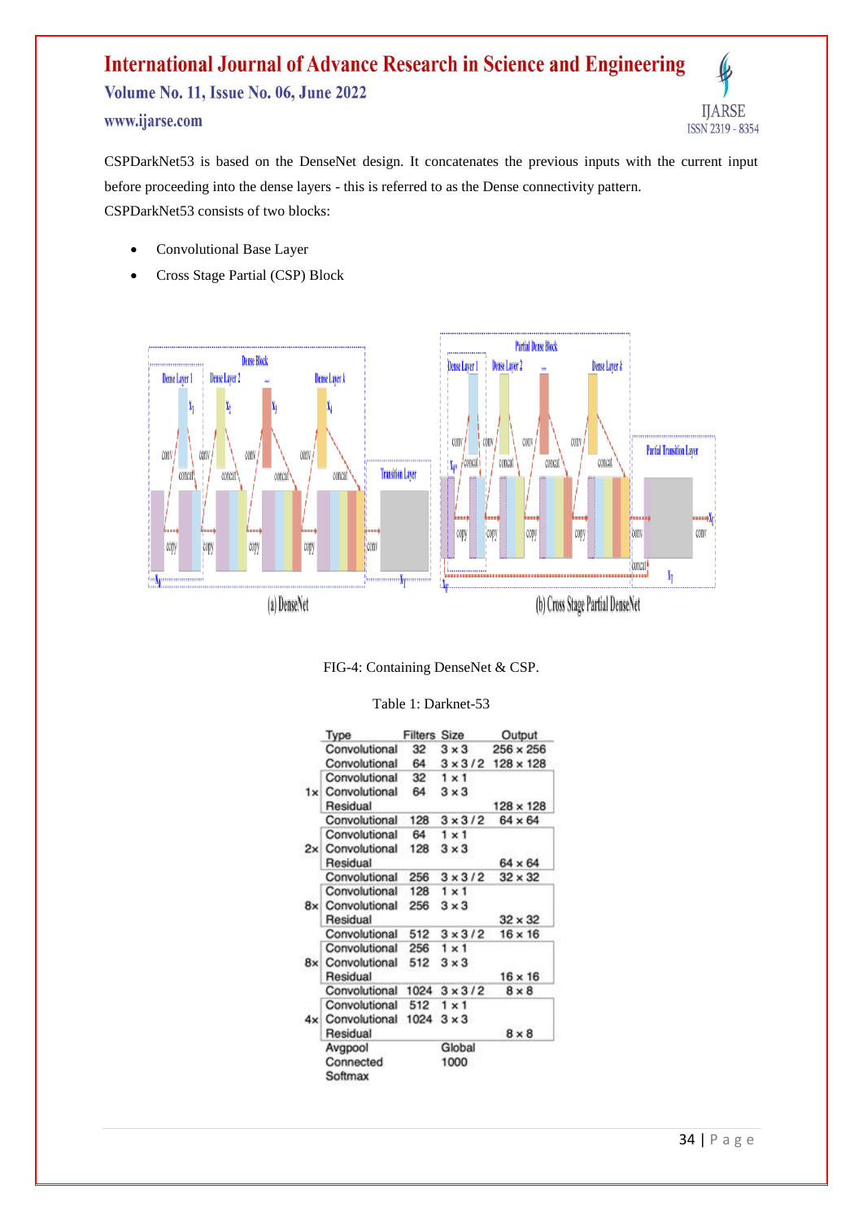CSPDarkNet53 is based on the DenseNet design. It concatenates the previous inputs with the current input before proceeding into the dense layers - this is referred to as the Dense connectivity pattern.

CSPDarkNet53 consists of two blocks:

- Convolutional Base Layer
- Cross Stage Partial (CSP) Block

FIG-4: Containing DenseNet & CSP.

Table 1: Darknet-53

| | Type | Filters | Size | Output |
|---|---|---|---|---|
| | Convolutional | 32 | 3 × 3 | 256 × 256 |
| | Convolutional | 64 | 3 × 3 / 2 | 128 × 128 |
| 1× | Convolutional | 32 | 1 × 1 | |
| | Convolutional | 64 | 3 × 3 | |
| | Residual | | | 128 × 128 |
| | Convolutional | 128 | 3 × 3 / 2 | 64 × 64 |
| 2× | Convolutional | 64 | 1 × 1 | |
| | Convolutional | 128 | 3 × 3 | |
| | Residual | | | 64 × 64 |
| | Convolutional | 256 | 3 × 3 / 2 | 32 × 32 |
| 8× | Convolutional | 128 | 1 × 1 | |
| | Convolutional | 256 | 3 × 3 | |
| | Residual | | | 32 × 32 |
| | Convolutional | 512 | 3 × 3 / 2 | 16 × 16 |
| 8× | Convolutional | 256 | 1 × 1 | |
| | Convolutional | 512 | 3 × 3 | |
| | Residual | | | 16 × 16 |
| | Convolutional | 1024 | 3 × 3 / 2 | 8 × 8 |
| 4× | Convolutional | 512 | 1 × 1 | |
| | Convolutional | 1024 | 3 × 3 | |
| | Residual | | | 8 × 8 |
| | Avgpool | | Global | |
| | Connected | | 1000 | |
| | Softmax | | | |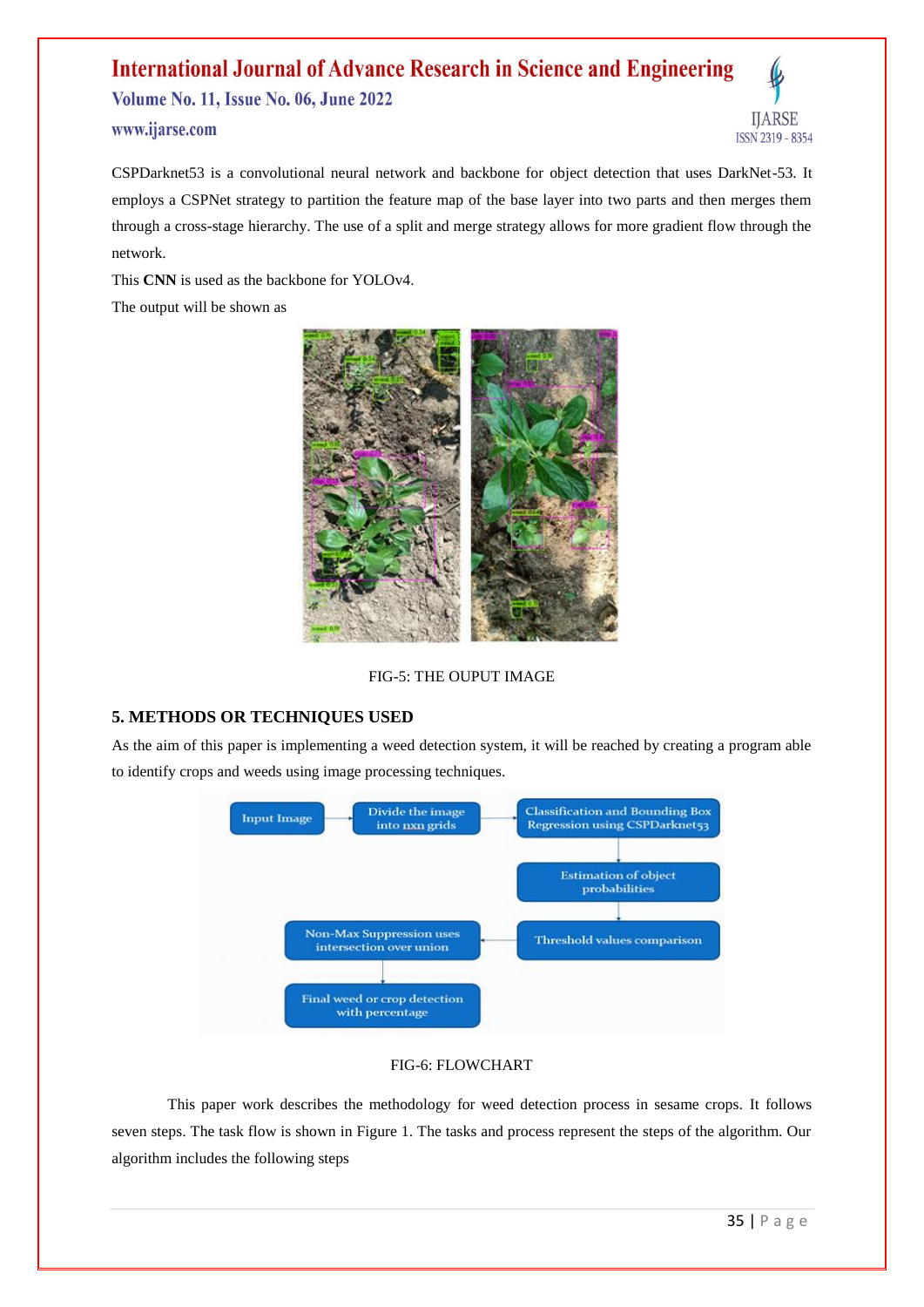CSPDarknet53 is a convolutional neural network and backbone for object detection that uses DarkNet-53. It employs a CSPNet strategy to partition the feature map of the base layer into two parts and then merges them through a cross-stage hierarchy. The use of a split and merge strategy allows for more gradient flow through the network.

This **CNN** is used as the backbone for YOLOv4.

The output will be shown as

FIG-5: THE OUPUT IMAGE

## 5. METHODS OR TECHNIQUES USED

As the aim of this paper is implementing a weed detection system, it will be reached by creating a program able to identify crops and weeds using image processing techniques.

FIG-6: FLOWCHART

This paper work describes the methodology for weed detection process in sesame crops. It follows seven steps. The task flow is shown in Figure 1. The tasks and process represent the steps of the algorithm. Our algorithm includes the following steps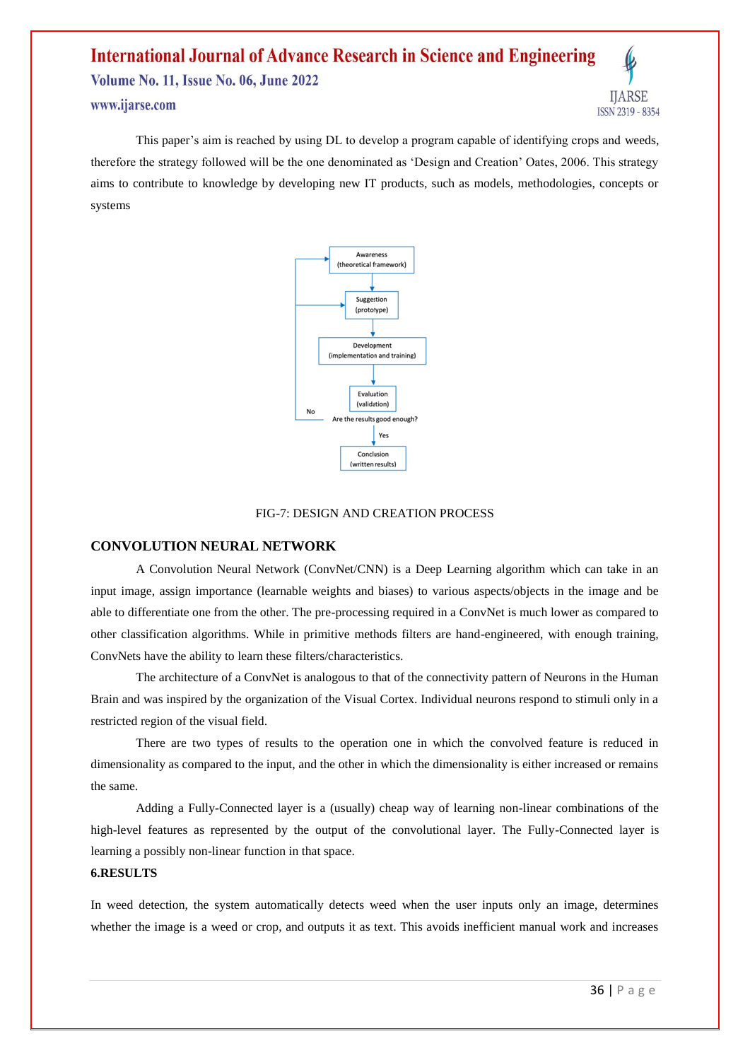This paper's aim is reached by using DL to develop a program capable of identifying crops and weeds, therefore the strategy followed will be the one denominated as 'Design and Creation' Oates, 2006. This strategy aims to contribute to knowledge by developing new IT products, such as models, methodologies, concepts or systems

FIG-7: DESIGN AND CREATION PROCESS

## CONVOLUTION NEURAL NETWORK

A Convolution Neural Network (ConvNet/CNN) is a Deep Learning algorithm which can take in an input image, assign importance (learnable weights and biases) to various aspects/objects in the image and be able to differentiate one from the other. The pre-processing required in a ConvNet is much lower as compared to other classification algorithms. While in primitive methods filters are hand-engineered, with enough training, ConvNets have the ability to learn these filters/characteristics.

The architecture of a ConvNet is analogous to that of the connectivity pattern of Neurons in the Human Brain and was inspired by the organization of the Visual Cortex. Individual neurons respond to stimuli only in a restricted region of the visual field.

There are two types of results to the operation one in which the convolved feature is reduced in dimensionality as compared to the input, and the other in which the dimensionality is either increased or remains the same.

Adding a Fully-Connected layer is a (usually) cheap way of learning non-linear combinations of the high-level features as represented by the output of the convolutional layer. The Fully-Connected layer is learning a possibly non-linear function in that space.

## 6.RESULTS

In weed detection, the system automatically detects weed when the user inputs only an image, determines whether the image is a weed or crop, and outputs it as text. This avoids inefficient manual work and increases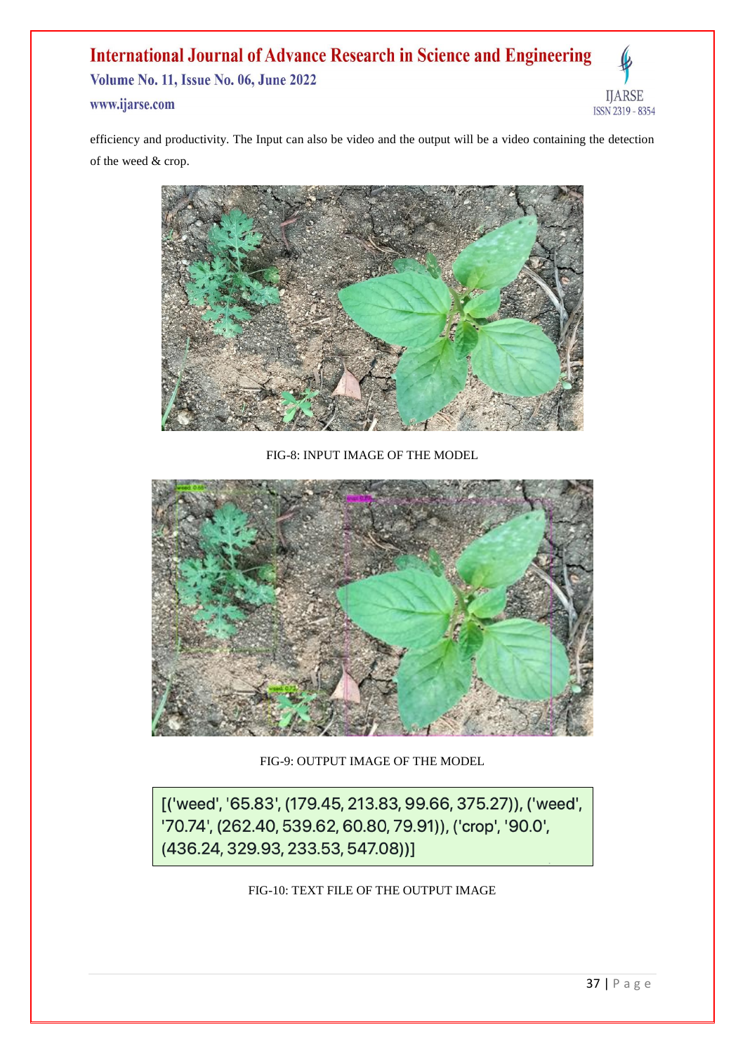efficiency and productivity. The Input can also be video and the output will be a video containing the detection of the weed & crop.

FIG-8: INPUT IMAGE OF THE MODEL

FIG-9: OUTPUT IMAGE OF THE MODEL

```
[('weed', '65.83', (179.45, 213.83, 99.66, 375.27)), ('weed', '70.74', (262.40, 539.62, 60.80, 79.91)), ('crop', '90.0', (436.24, 329.93, 233.53, 547.08))]
```

FIG-10: TEXT FILE OF THE OUTPUT IMAGE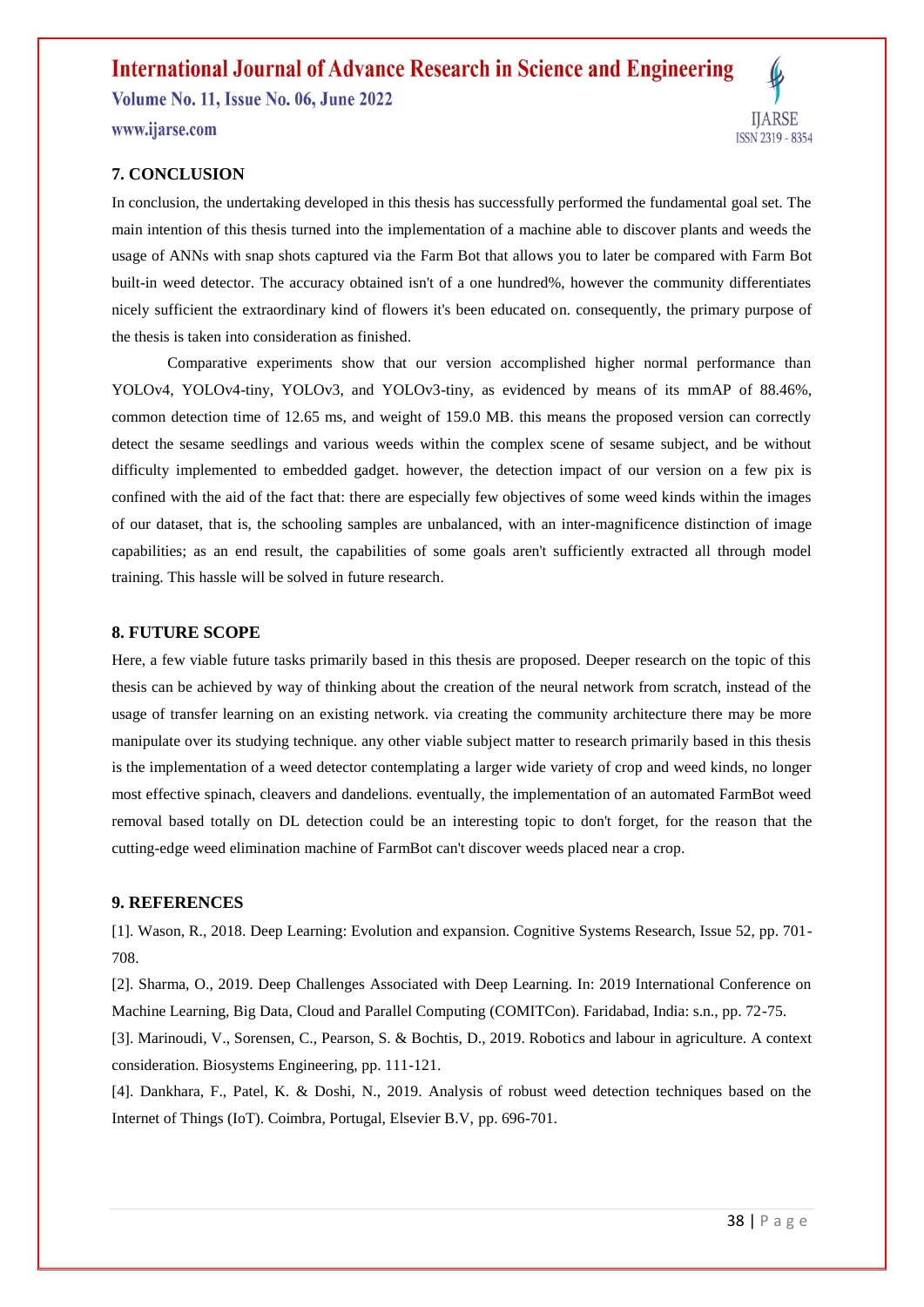## 7. CONCLUSION

In conclusion, the undertaking developed in this thesis has successfully performed the fundamental goal set. The main intention of this thesis turned into the implementation of a machine able to discover plants and weeds the usage of ANNs with snap shots captured via the Farm Bot that allows you to later be compared with Farm Bot built-in weed detector. The accuracy obtained isn't of a one hundred%, however the community differentiates nicely sufficient the extraordinary kind of flowers it's been educated on. consequently, the primary purpose of the thesis is taken into consideration as finished.

Comparative experiments show that our version accomplished higher normal performance than YOLOv4, YOLOv4-tiny, YOLOv3, and YOLOv3-tiny, as evidenced by means of its mmAP of 88.46%, common detection time of 12.65 ms, and weight of 159.0 MB. this means the proposed version can correctly detect the sesame seedlings and various weeds within the complex scene of sesame subject, and be without difficulty implemented to embedded gadget. however, the detection impact of our version on a few pix is confined with the aid of the fact that: there are especially few objectives of some weed kinds within the images of our dataset, that is, the schooling samples are unbalanced, with an inter-magnificence distinction of image capabilities; as an end result, the capabilities of some goals aren't sufficiently extracted all through model training. This hassle will be solved in future research.

## 8. FUTURE SCOPE

Here, a few viable future tasks primarily based in this thesis are proposed. Deeper research on the topic of this thesis can be achieved by way of thinking about the creation of the neural network from scratch, instead of the usage of transfer learning on an existing network. via creating the community architecture there may be more manipulate over its studying technique. any other viable subject matter to research primarily based in this thesis is the implementation of a weed detector contemplating a larger wide variety of crop and weed kinds, no longer most effective spinach, cleavers and dandelions. eventually, the implementation of an automated FarmBot weed removal based totally on DL detection could be an interesting topic to don't forget, for the reason that the cutting-edge weed elimination machine of FarmBot can't discover weeds placed near a crop.

## 9. REFERENCES

[1]. Wason, R., 2018. Deep Learning: Evolution and expansion. Cognitive Systems Research, Issue 52, pp. 701-708.

[2]. Sharma, O., 2019. Deep Challenges Associated with Deep Learning. In: 2019 International Conference on Machine Learning, Big Data, Cloud and Parallel Computing (COMITCon). Faridabad, India: s.n., pp. 72-75.

[3]. Marinoudi, V., Sorensen, C., Pearson, S. & Bochtis, D., 2019. Robotics and labour in agriculture. A context consideration. Biosystems Engineering, pp. 111-121.

[4]. Dankhara, F., Patel, K. & Doshi, N., 2019. Analysis of robust weed detection techniques based on the Internet of Things (IoT). Coimbra, Portugal, Elsevier B.V, pp. 696-701.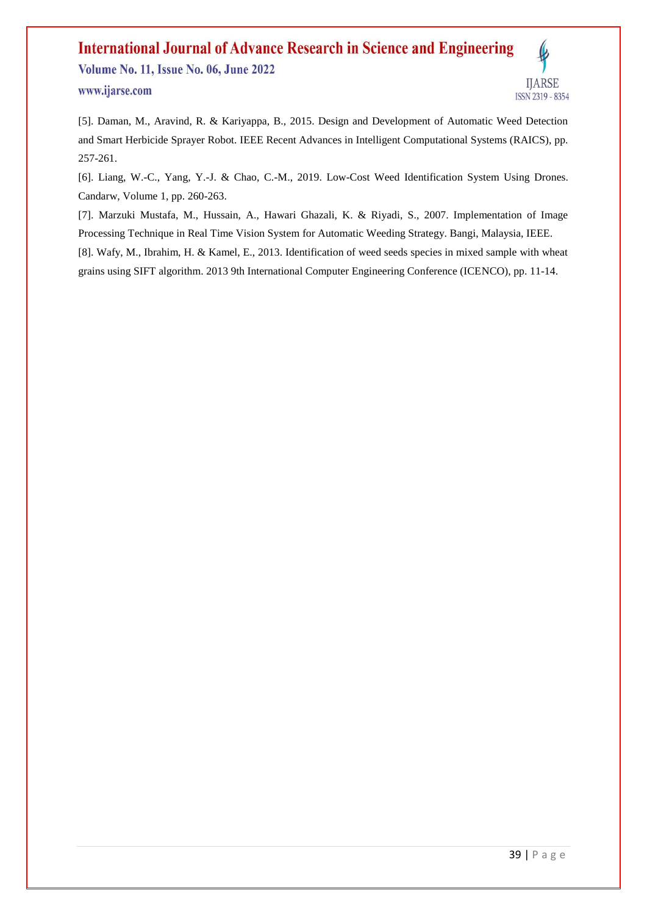[5]. Daman, M., Aravind, R. & Kariyappa, B., 2015. Design and Development of Automatic Weed Detection and Smart Herbicide Sprayer Robot. IEEE Recent Advances in Intelligent Computational Systems (RAICS), pp. 257-261.

[6]. Liang, W.-C., Yang, Y.-J. & Chao, C.-M., 2019. Low-Cost Weed Identification System Using Drones. Candarw, Volume 1, pp. 260-263.

[7]. Marzuki Mustafa, M., Hussain, A., Hawari Ghazali, K. & Riyadi, S., 2007. Implementation of Image Processing Technique in Real Time Vision System for Automatic Weeding Strategy. Bangi, Malaysia, IEEE.

[8]. Wafy, M., Ibrahim, H. & Kamel, E., 2013. Identification of weed seeds species in mixed sample with wheat grains using SIFT algorithm. 2013 9th International Computer Engineering Conference (ICENCO), pp. 11-14.